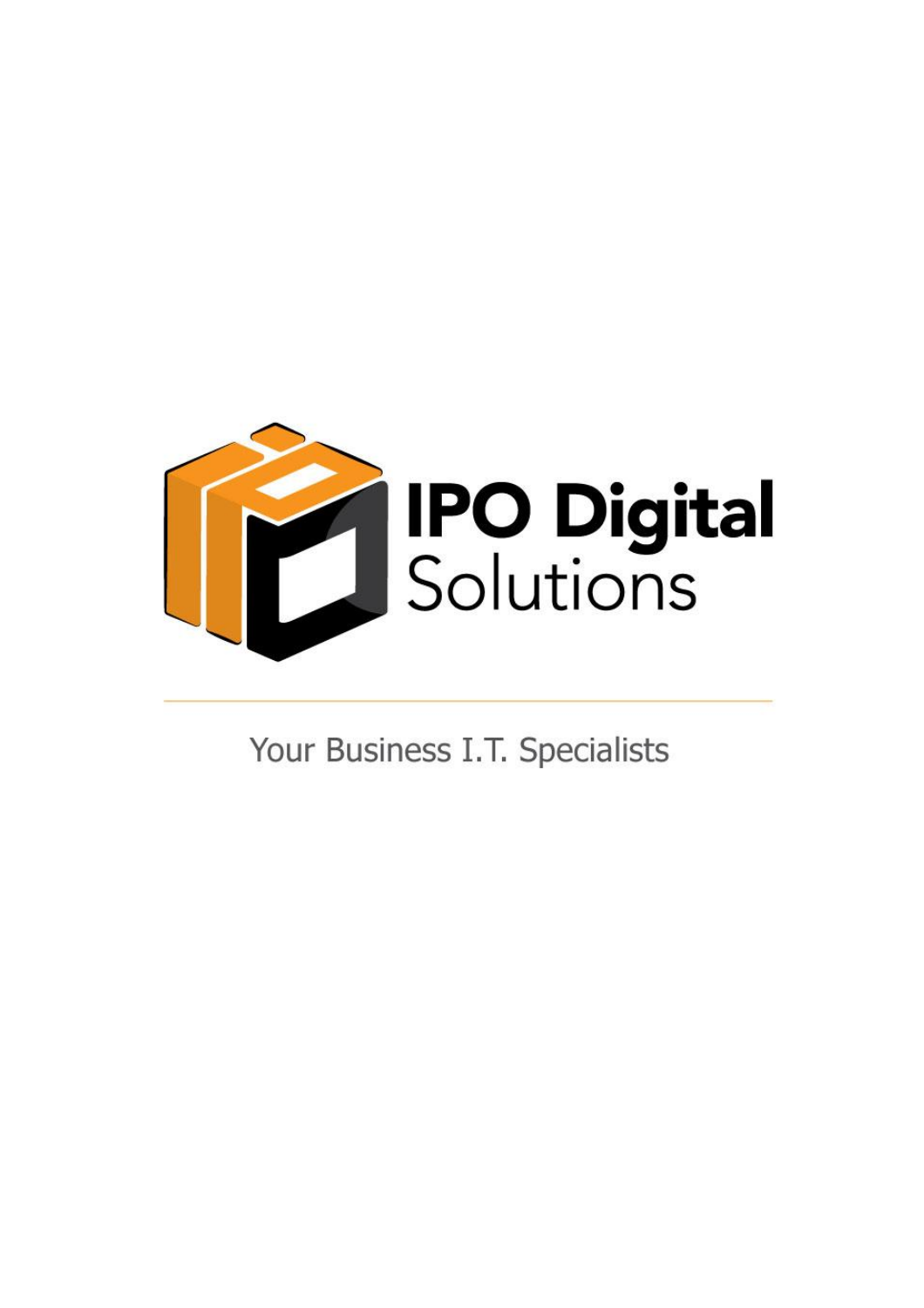# IPO Digital Solutions

---

Your Business I.T. Specialists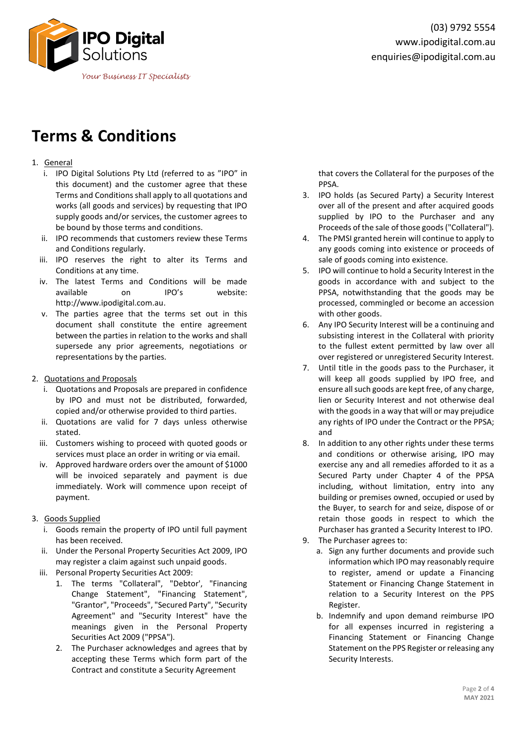# Terms & Conditions

1. General
   1. IPO Digital Solutions Pty Ltd (referred to as "IPO" in this document) and the customer agree that these Terms and Conditions shall apply to all quotations and works (all goods and services) by requesting that IPO supply goods and/or services, the customer agrees to be bound by those terms and conditions.
   2. IPO recommends that customers review these Terms and Conditions regularly.
   3. IPO reserves the right to alter its Terms and Conditions at any time.
   4. The latest Terms and Conditions will be made available on IPO's website: http://www.ipodigital.com.au.
   5. The parties agree that the terms set out in this document shall constitute the entire agreement between the parties in relation to the works and shall supersede any prior agreements, negotiations or representations by the parties.

2. Quotations and Proposals
   1. Quotations and Proposals are prepared in confidence by IPO and must not be distributed, forwarded, copied and/or otherwise provided to third parties.
   2. Quotations are valid for 7 days unless otherwise stated.
   3. Customers wishing to proceed with quoted goods or services must place an order in writing or via email.
   4. Approved hardware orders over the amount of $1000 will be invoiced separately and payment is due immediately. Work will commence upon receipt of payment.

3. Goods Supplied
   1. Goods remain the property of IPO until full payment has been received.
   2. Under the Personal Property Securities Act 2009, IPO may register a claim against such unpaid goods.
   3. Personal Property Securities Act 2009:
      1. The terms "Collateral", "Debtor', "Financing Change Statement", "Financing Statement", "Grantor", "Proceeds", "Secured Party", "Security Agreement" and "Security Interest" have the meanings given in the Personal Property Securities Act 2009 ("PPSA").
      2. The Purchaser acknowledges and agrees that by accepting these Terms which form part of the Contract and constitute a Security Agreement that covers the Collateral for the purposes of the PPSA.
      3. IPO holds (as Secured Party) a Security Interest over all of the present and after acquired goods supplied by IPO to the Purchaser and any Proceeds of the sale of those goods ("Collateral").
      4. The PMSI granted herein will continue to apply to any goods coming into existence or proceeds of sale of goods coming into existence.
      5. IPO will continue to hold a Security Interest in the goods in accordance with and subject to the PPSA, notwithstanding that the goods may be processed, commingled or become an accession with other goods.
      6. Any IPO Security Interest will be a continuing and subsisting interest in the Collateral with priority to the fullest extent permitted by law over all over registered or unregistered Security Interest.
      7. Until title in the goods pass to the Purchaser, it will keep all goods supplied by IPO free, and ensure all such goods are kept free, of any charge, lien or Security Interest and not otherwise deal with the goods in a way that will or may prejudice any rights of IPO under the Contract or the PPSA; and
      8. In addition to any other rights under these terms and conditions or otherwise arising, IPO may exercise any and all remedies afforded to it as a Secured Party under Chapter 4 of the PPSA including, without limitation, entry into any building or premises owned, occupied or used by the Buyer, to search for and seize, dispose of or retain those goods in respect to which the Purchaser has granted a Security Interest to IPO.
      9. The Purchaser agrees to:
         a. Sign any further documents and provide such information which IPO may reasonably require to register, amend or update a Financing Statement or Financing Change Statement in relation to a Security Interest on the PPS Register.
         b. Indemnify and upon demand reimburse IPO for all expenses incurred in registering a Financing Statement or Financing Change Statement on the PPS Register or releasing any Security Interests.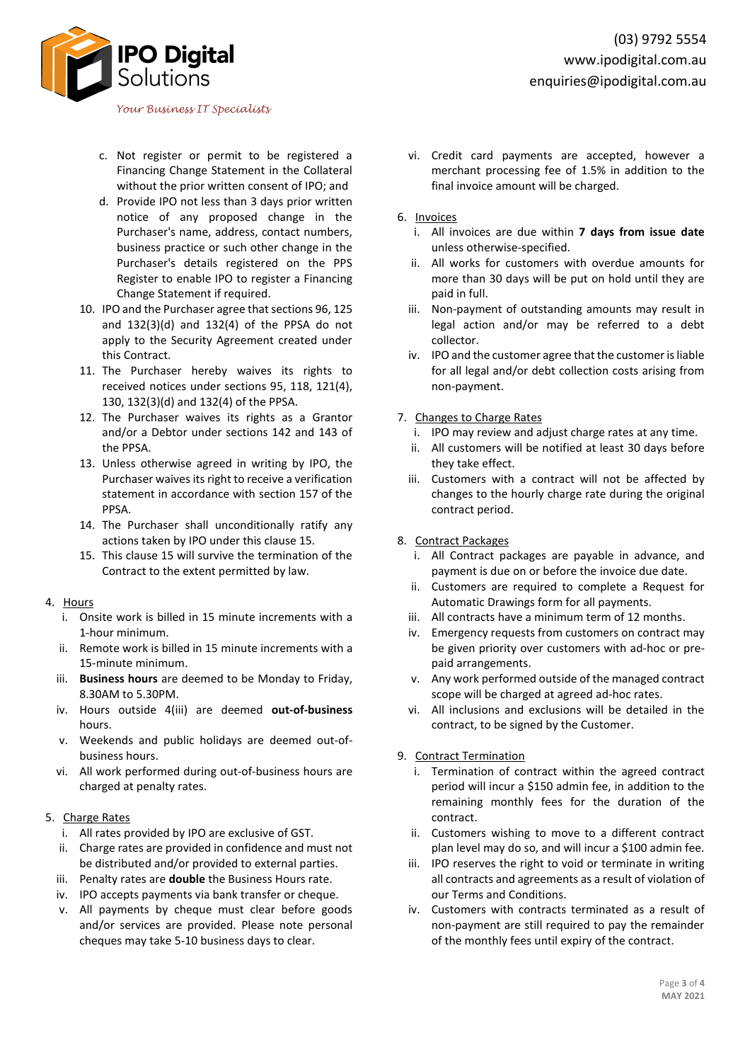c. Not register or permit to be registered a Financing Change Statement in the Collateral without the prior written consent of IPO; and
d. Provide IPO not less than 3 days prior written notice of any proposed change in the Purchaser's name, address, contact numbers, business practice or such other change in the Purchaser's details registered on the PPS Register to enable IPO to register a Financing Change Statement if required.

10. IPO and the Purchaser agree that sections 96, 125 and 132(3)(d) and 132(4) of the PPSA do not apply to the Security Agreement created under this Contract.
11. The Purchaser hereby waives its rights to received notices under sections 95, 118, 121(4), 130, 132(3)(d) and 132(4) of the PPSA.
12. The Purchaser waives its rights as a Grantor and/or a Debtor under sections 142 and 143 of the PPSA.
13. Unless otherwise agreed in writing by IPO, the Purchaser waives its right to receive a verification statement in accordance with section 157 of the PPSA.
14. The Purchaser shall unconditionally ratify any actions taken by IPO under this clause 15.
15. This clause 15 will survive the termination of the Contract to the extent permitted by law.

4. Hours
   i. Onsite work is billed in 15 minute increments with a 1-hour minimum.
   ii. Remote work is billed in 15 minute increments with a 15-minute minimum.
   iii. **Business hours** are deemed to be Monday to Friday, 8.30AM to 5.30PM.
   iv. Hours outside 4(iii) are deemed **out-of-business** hours.
   v. Weekends and public holidays are deemed out-of-business hours.
   vi. All work performed during out-of-business hours are charged at penalty rates.

5. Charge Rates
   i. All rates provided by IPO are exclusive of GST.
   ii. Charge rates are provided in confidence and must not be distributed and/or provided to external parties.
   iii. Penalty rates are **double** the Business Hours rate.
   iv. IPO accepts payments via bank transfer or cheque.
   v. All payments by cheque must clear before goods and/or services are provided. Please note personal cheques may take 5-10 business days to clear.
   vi. Credit card payments are accepted, however a merchant processing fee of 1.5% in addition to the final invoice amount will be charged.

6. Invoices
   i. All invoices are due within **7 days from issue date** unless otherwise-specified.
   ii. All works for customers with overdue amounts for more than 30 days will be put on hold until they are paid in full.
   iii. Non-payment of outstanding amounts may result in legal action and/or may be referred to a debt collector.
   iv. IPO and the customer agree that the customer is liable for all legal and/or debt collection costs arising from non-payment.

7. Changes to Charge Rates
   i. IPO may review and adjust charge rates at any time.
   ii. All customers will be notified at least 30 days before they take effect.
   iii. Customers with a contract will not be affected by changes to the hourly charge rate during the original contract period.

8. Contract Packages
   i. All Contract packages are payable in advance, and payment is due on or before the invoice due date.
   ii. Customers are required to complete a Request for Automatic Drawings form for all payments.
   iii. All contracts have a minimum term of 12 months.
   iv. Emergency requests from customers on contract may be given priority over customers with ad-hoc or pre-paid arrangements.
   v. Any work performed outside of the managed contract scope will be charged at agreed ad-hoc rates.
   vi. All inclusions and exclusions will be detailed in the contract, to be signed by the Customer.

9. Contract Termination
   i. Termination of contract within the agreed contract period will incur a $150 admin fee, in addition to the remaining monthly fees for the duration of the contract.
   ii. Customers wishing to move to a different contract plan level may do so, and will incur a $100 admin fee.
   iii. IPO reserves the right to void or terminate in writing all contracts and agreements as a result of violation of our Terms and Conditions.
   iv. Customers with contracts terminated as a result of non-payment are still required to pay the remainder of the monthly fees until expiry of the contract.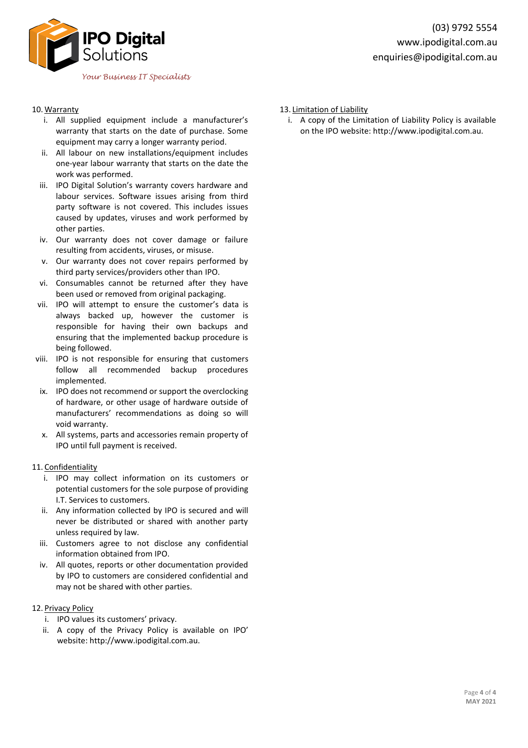10. Warranty
    i. All supplied equipment include a manufacturer's warranty that starts on the date of purchase. Some equipment may carry a longer warranty period.
    ii. All labour on new installations/equipment includes one-year labour warranty that starts on the date the work was performed.
    iii. IPO Digital Solution's warranty covers hardware and labour services. Software issues arising from third party software is not covered. This includes issues caused by updates, viruses and work performed by other parties.
    iv. Our warranty does not cover damage or failure resulting from accidents, viruses, or misuse.
    v. Our warranty does not cover repairs performed by third party services/providers other than IPO.
    vi. Consumables cannot be returned after they have been used or removed from original packaging.
    vii. IPO will attempt to ensure the customer's data is always backed up, however the customer is responsible for having their own backups and ensuring that the implemented backup procedure is being followed.
    viii. IPO is not responsible for ensuring that customers follow all recommended backup procedures implemented.
    ix. IPO does not recommend or support the overclocking of hardware, or other usage of hardware outside of manufacturers' recommendations as doing so will void warranty.
    x. All systems, parts and accessories remain property of IPO until full payment is received.

11. Confidentiality
    i. IPO may collect information on its customers or potential customers for the sole purpose of providing I.T. Services to customers.
    ii. Any information collected by IPO is secured and will never be distributed or shared with another party unless required by law.
    iii. Customers agree to not disclose any confidential information obtained from IPO.
    iv. All quotes, reports or other documentation provided by IPO to customers are considered confidential and may not be shared with other parties.

12. Privacy Policy
    i. IPO values its customers' privacy.
    ii. A copy of the Privacy Policy is available on IPO' website: http://www.ipodigital.com.au.

13. Limitation of Liability
    i. A copy of the Limitation of Liability Policy is available on the IPO website: http://www.ipodigital.com.au.